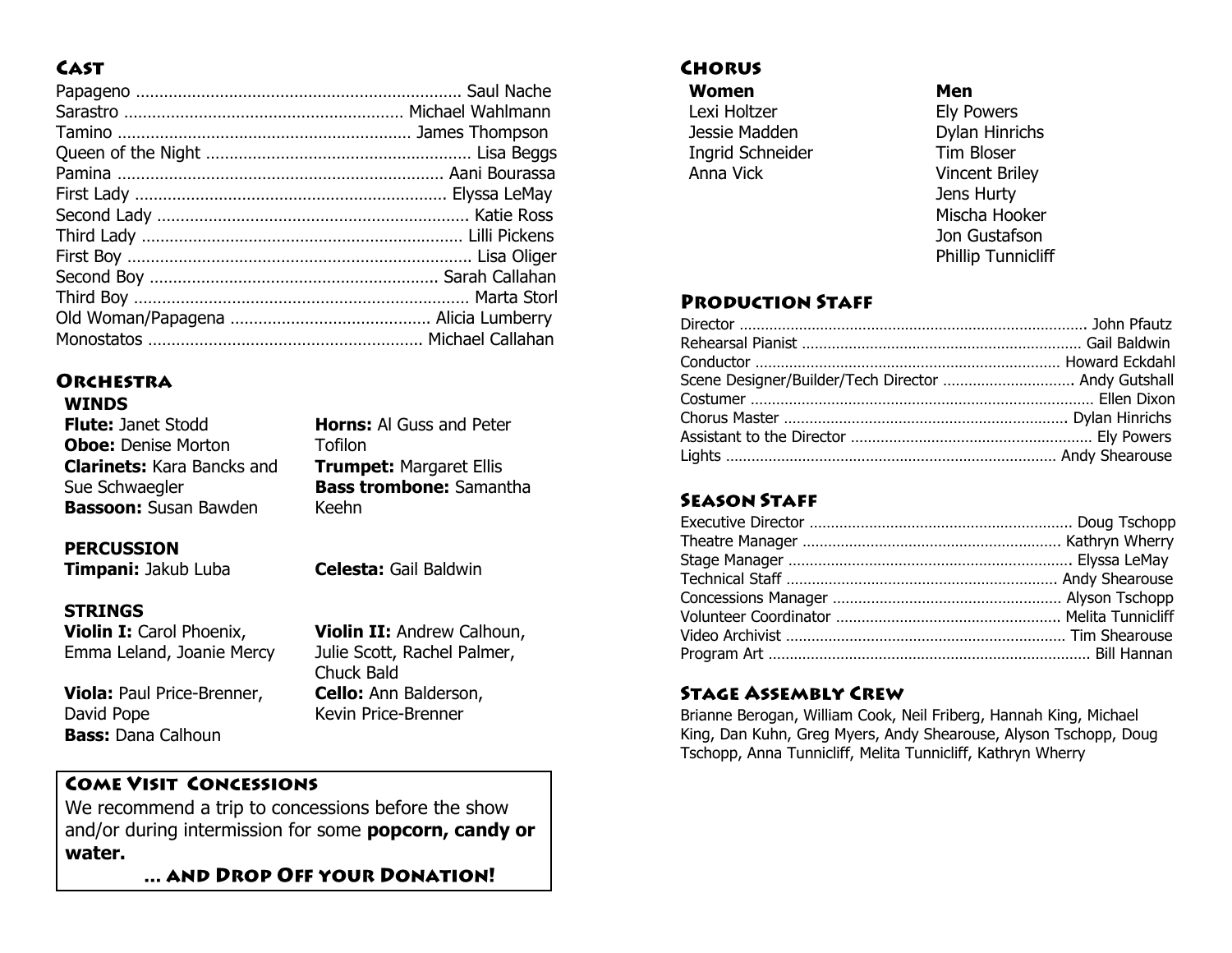## Cast

Papageno ...................................................................... Saul Nache
Sarastro ........................................................... Michael Wahlmann
Tamino .............................................................. James Thompson
Queen of the Night ......................................................... Lisa Beggs
Pamina ...................................................................... Aani Bourassa
First Lady ................................................................... Elyssa LeMay
Second Lady ................................................................... Katie Ross
Third Lady ..................................................................... Lilli Pickens
First Boy .......................................................................... Lisa Oliger
Second Boy .............................................................. Sarah Callahan
Third Boy ........................................................................ Marta Storl
Old Woman/Papagena ........................................... Alicia Lumberry
Monostatos ........................................................... Michael Callahan

## Orchestra

### WINDS

**Flute:** Janet Stodd
**Oboe:** Denise Morton
**Clarinets:** Kara Bancks and Sue Schwaegler
**Bassoon:** Susan Bawden
**Horns:** Al Guss and Peter Tofilon
**Trumpet:** Margaret Ellis
**Bass trombone:** Samantha Keehn

### PERCUSSION

**Timpani:** Jakub Luba
**Celesta:** Gail Baldwin

### STRINGS

**Violin I:** Carol Phoenix, Emma Leland, Joanie Mercy
**Violin II:** Andrew Calhoun, Julie Scott, Rachel Palmer, Chuck Bald
**Viola:** Paul Price-Brenner, David Pope
**Cello:** Ann Balderson, Kevin Price-Brenner
**Bass:** Dana Calhoun

## Come Visit Concessions

We recommend a trip to concessions before the show and/or during intermission for some **popcorn, candy or water.**

**... and Drop Off your Donation!**

## Chorus

**Women**
Lexi Holtzer
Jessie Madden
Ingrid Schneider
Anna Vick

**Men**
Ely Powers
Dylan Hinrichs
Tim Bloser
Vincent Briley
Jens Hurty
Mischa Hooker
Jon Gustafson
Phillip Tunnicliff

## Production Staff

Director ................................................................................. John Pfautz
Rehearsal Pianist ................................................................. Gail Baldwin
Conductor ....................................................................... Howard Eckdahl
Scene Designer/Builder/Tech Director .............................. Andy Gutshall
Costumer ................................................................................ Ellen Dixon
Chorus Master .................................................................. Dylan Hinrichs
Assistant to the Director ......................................................... Ely Powers
Lights ............................................................................ Andy Shearouse

## Season Staff

Executive Director ............................................................. Doug Tschopp
Theatre Manager ............................................................ Kathryn Wherry
Stage Manager .................................................................. Elyssa LeMay
Technical Staff ................................................................ Andy Shearouse
Concessions Manager ...................................................... Alyson Tschopp
Volunteer Coordinator .................................................... Melita Tunnicliff
Video Archivist .................................................................. Tim Shearouse
Program Art ........................................................................... Bill Hannan

## Stage Assembly Crew

Brianne Berogan, William Cook, Neil Friberg, Hannah King, Michael King, Dan Kuhn, Greg Myers, Andy Shearouse, Alyson Tschopp, Doug Tschopp, Anna Tunnicliff, Melita Tunnicliff, Kathryn Wherry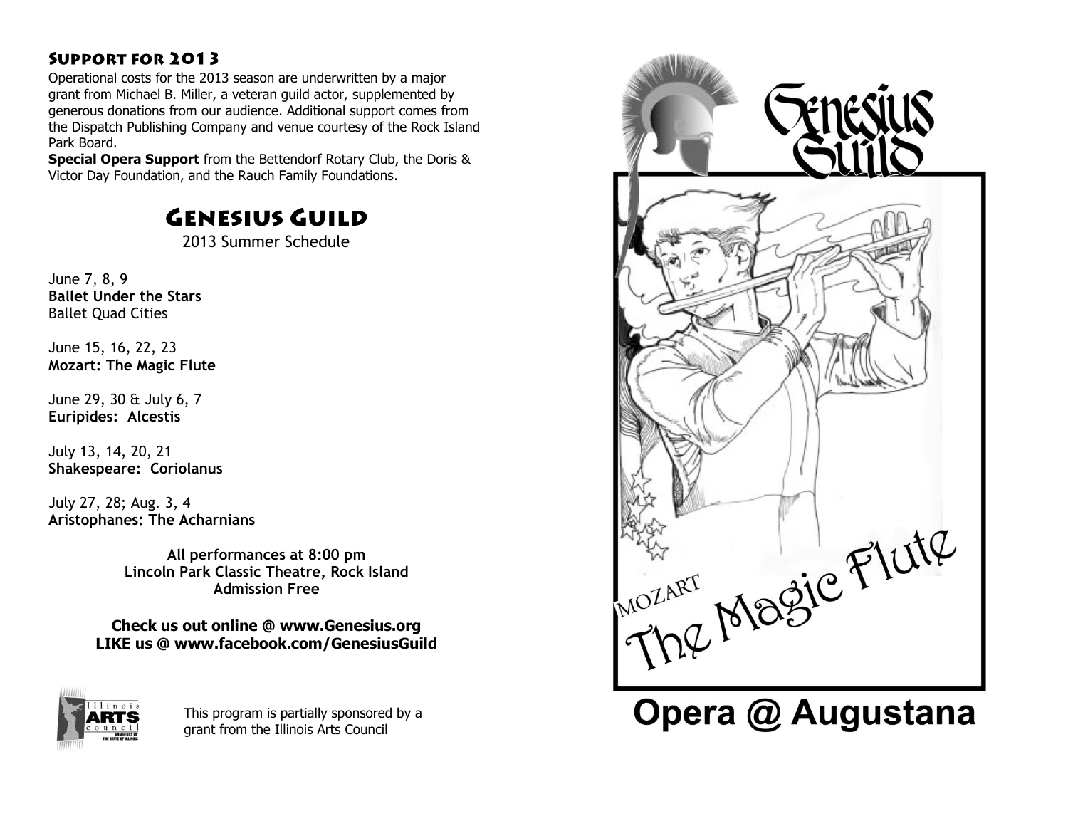## Support for 2013

Operational costs for the 2013 season are underwritten by a major grant from Michael B. Miller, a veteran guild actor, supplemented by generous donations from our audience. Additional support comes from the Dispatch Publishing Company and venue courtesy of the Rock Island Park Board.

**Special Opera Support** from the Bettendorf Rotary Club, the Doris & Victor Day Foundation, and the Rauch Family Foundations.

## Genesius Guild

2013 Summer Schedule

June 7, 8, 9
**Ballet Under the Stars**
Ballet Quad Cities

June 15, 16, 22, 23
**Mozart: The Magic Flute**

June 29, 30 & July 6, 7
**Euripides: Alcestis**

July 13, 14, 20, 21
**Shakespeare: Coriolanus**

July 27, 28; Aug. 3, 4
**Aristophanes: The Acharnians**

**All performances at 8:00 pm**
**Lincoln Park Classic Theatre, Rock Island**
**Admission Free**

**Check us out online @ www.Genesius.org**
**LIKE us @ www.facebook.com/GenesiusGuild**

Illinois ARTS council — AN AGENCY OF THE STATE OF ILLINOIS

This program is partially sponsored by a grant from the Illinois Arts Council

# Genesius Guild

MOZART

# The Magic Flute

# Opera @ Augustana